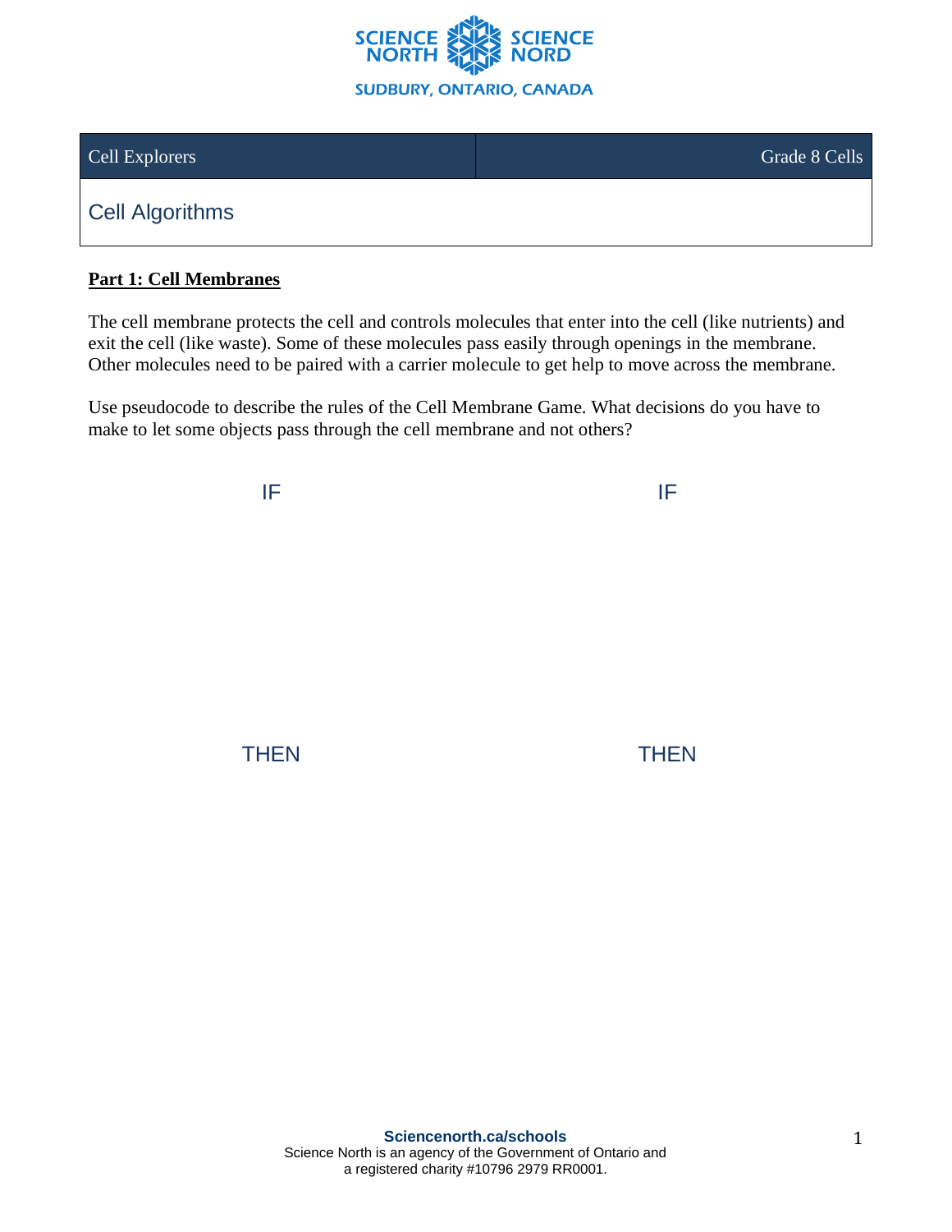| Cell Explorers | Grade 8 Cells |
| --- | --- |

## Cell Algorithms

**Part 1: Cell Membranes**

The cell membrane protects the cell and controls molecules that enter into the cell (like nutrients) and exit the cell (like waste). Some of these molecules pass easily through openings in the membrane. Other molecules need to be paired with a carrier molecule to get help to move across the membrane.

Use pseudocode to describe the rules of the Cell Membrane Game. What decisions do you have to make to let some objects pass through the cell membrane and not others?

IF

IF

THEN

THEN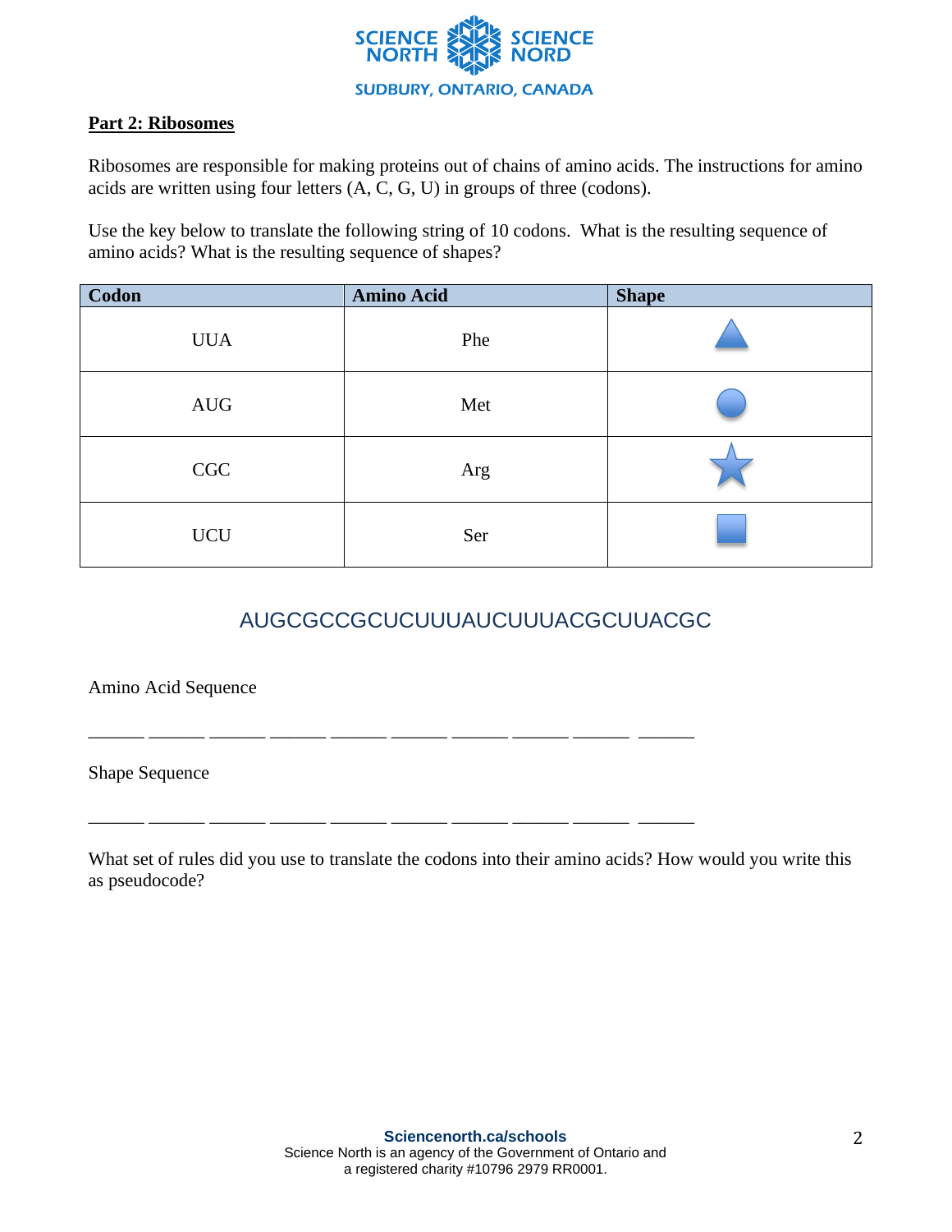## Part 2: Ribosomes

Ribosomes are responsible for making proteins out of chains of amino acids. The instructions for amino acids are written using four letters (A, C, G, U) in groups of three (codons).

Use the key below to translate the following string of 10 codons. What is the resulting sequence of amino acids? What is the resulting sequence of shapes?

| Codon | Amino Acid | Shape |
|---|---|---|
| UUA | Phe | |
| AUG | Met | |
| CGC | Arg | |
| UCU | Ser | |

AUGCGCCGCUCUUUAUCUUUACGCUUACGC

Amino Acid Sequence

______ ______ ______ ______ ______ ______ ______ ______ ______ ______

Shape Sequence

______ ______ ______ ______ ______ ______ ______ ______ ______ ______

What set of rules did you use to translate the codons into their amino acids? How would you write this as pseudocode?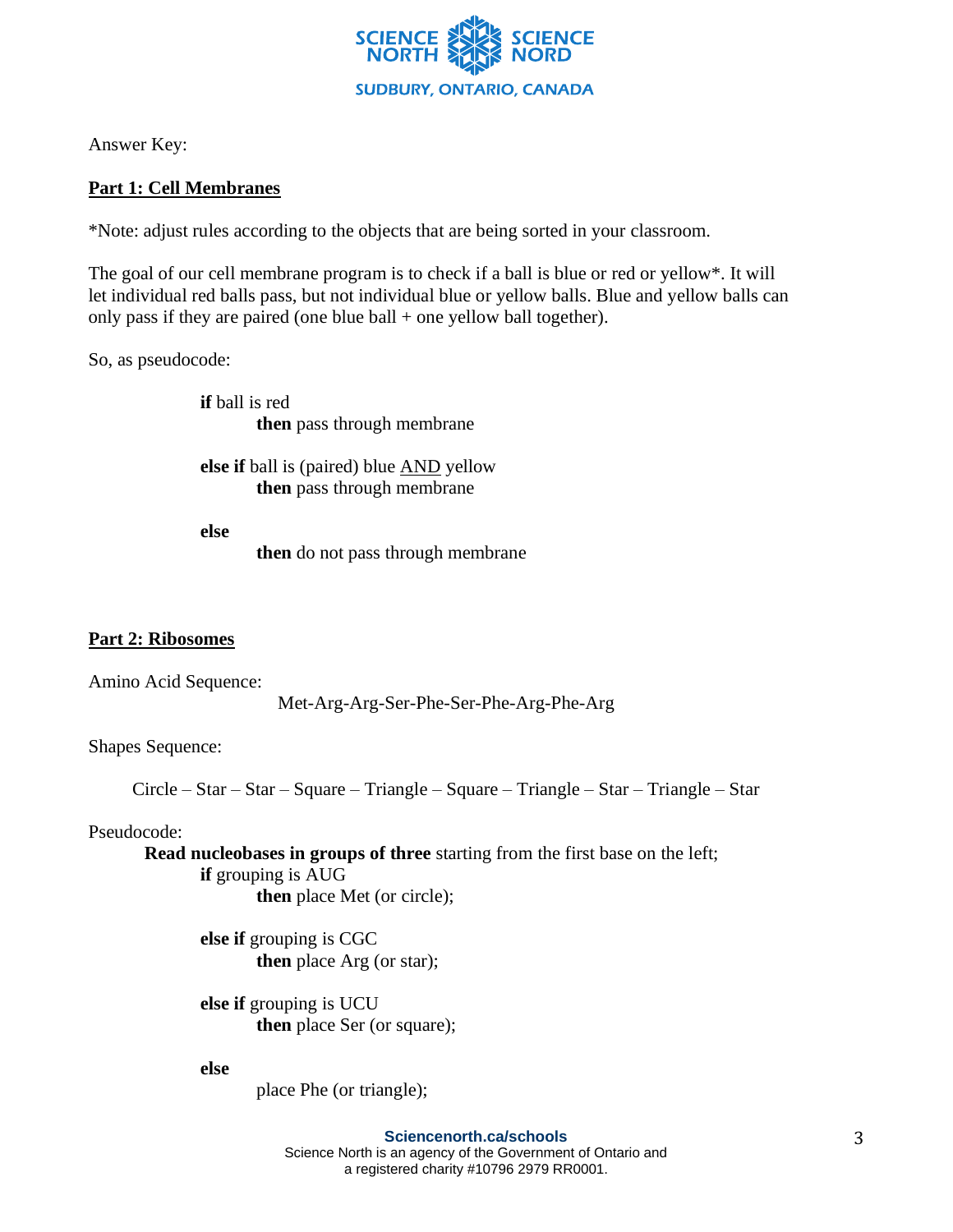Answer Key:

## Part 1: Cell Membranes

*Note: adjust rules according to the objects that are being sorted in your classroom.

The goal of our cell membrane program is to check if a ball is blue or red or yellow*. It will let individual red balls pass, but not individual blue or yellow balls. Blue and yellow balls can only pass if they are paired (one blue ball + one yellow ball together).

So, as pseudocode:

> **if** ball is red
> &nbsp;&nbsp;&nbsp;&nbsp;**then** pass through membrane
>
> **else if** ball is (paired) blue AND yellow
> &nbsp;&nbsp;&nbsp;&nbsp;**then** pass through membrane
>
> **else**
> &nbsp;&nbsp;&nbsp;&nbsp;**then** do not pass through membrane

## Part 2: Ribosomes

Amino Acid Sequence:

Met-Arg-Arg-Ser-Phe-Ser-Phe-Arg-Phe-Arg

Shapes Sequence:

Circle – Star – Star – Square – Triangle – Square – Triangle – Star – Triangle – Star

Pseudocode:

> **Read nucleobases in groups of three** starting from the first base on the left;
> **if** grouping is AUG
> &nbsp;&nbsp;&nbsp;&nbsp;**then** place Met (or circle);
>
> **else if** grouping is CGC
> &nbsp;&nbsp;&nbsp;&nbsp;**then** place Arg (or star);
>
> **else if** grouping is UCU
> &nbsp;&nbsp;&nbsp;&nbsp;**then** place Ser (or square);
>
> **else**
> &nbsp;&nbsp;&nbsp;&nbsp;place Phe (or triangle);